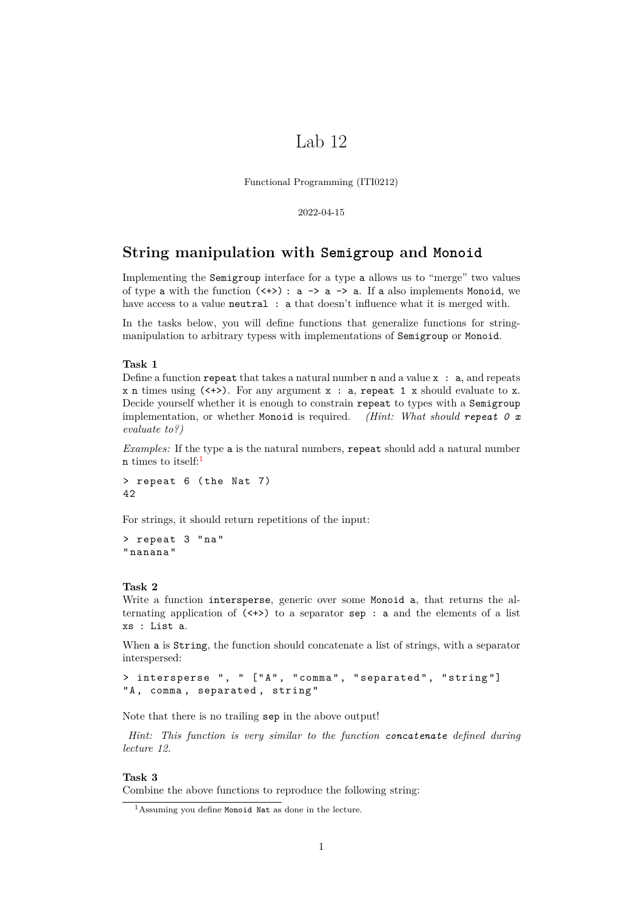# Lab 12

Functional Programming (ITI0212)

2022-04-15

## String manipulation with `Semigroup` and `Monoid`

Implementing the `Semigroup` interface for a type `a` allows us to "merge" two values of type `a` with the function `(<+>) : a -> a -> a`. If `a` also implements `Monoid`, we have access to a value `neutral : a` that doesn't influence what it is merged with.

In the tasks below, you will define functions that generalize functions for string-manipulation to arbitrary typess with implementations of `Semigroup` or `Monoid`.

**Task 1**
Define a function `repeat` that takes a natural number `n` and a value `x : a`, and repeats `x` `n` times using `(<+>)`. For any argument `x : a`, `repeat 1 x` should evaluate to `x`. Decide yourself whether it is enough to constrain `repeat` to types with a `Semigroup` implementation, or whether `Monoid` is required. *(Hint: What should `repeat 0 x` evaluate to?)*

*Examples:* If the type `a` is the natural numbers, `repeat` should add a natural number `n` times to itself:[1]

```
> repeat 6 (the Nat 7)
42
```

For strings, it should return repetitions of the input:

```
> repeat 3 "na"
"nanana"
```

**Task 2**
Write a function `intersperse`, generic over some `Monoid a`, that returns the alternating application of `(<+>)` to a separator `sep : a` and the elements of a list `xs : List a`.

When `a` is `String`, the function should concatenate a list of strings, with a separator interspersed:

```
> intersperse ", " ["A", "comma", "separated", "string"]
"A, comma, separated, string"
```

Note that there is no trailing `sep` in the above output!

*Hint: This function is very similar to the function `concatenate` defined during lecture 12.*

**Task 3**
Combine the above functions to reproduce the following string:

[1] Assuming you define `Monoid Nat` as done in the lecture.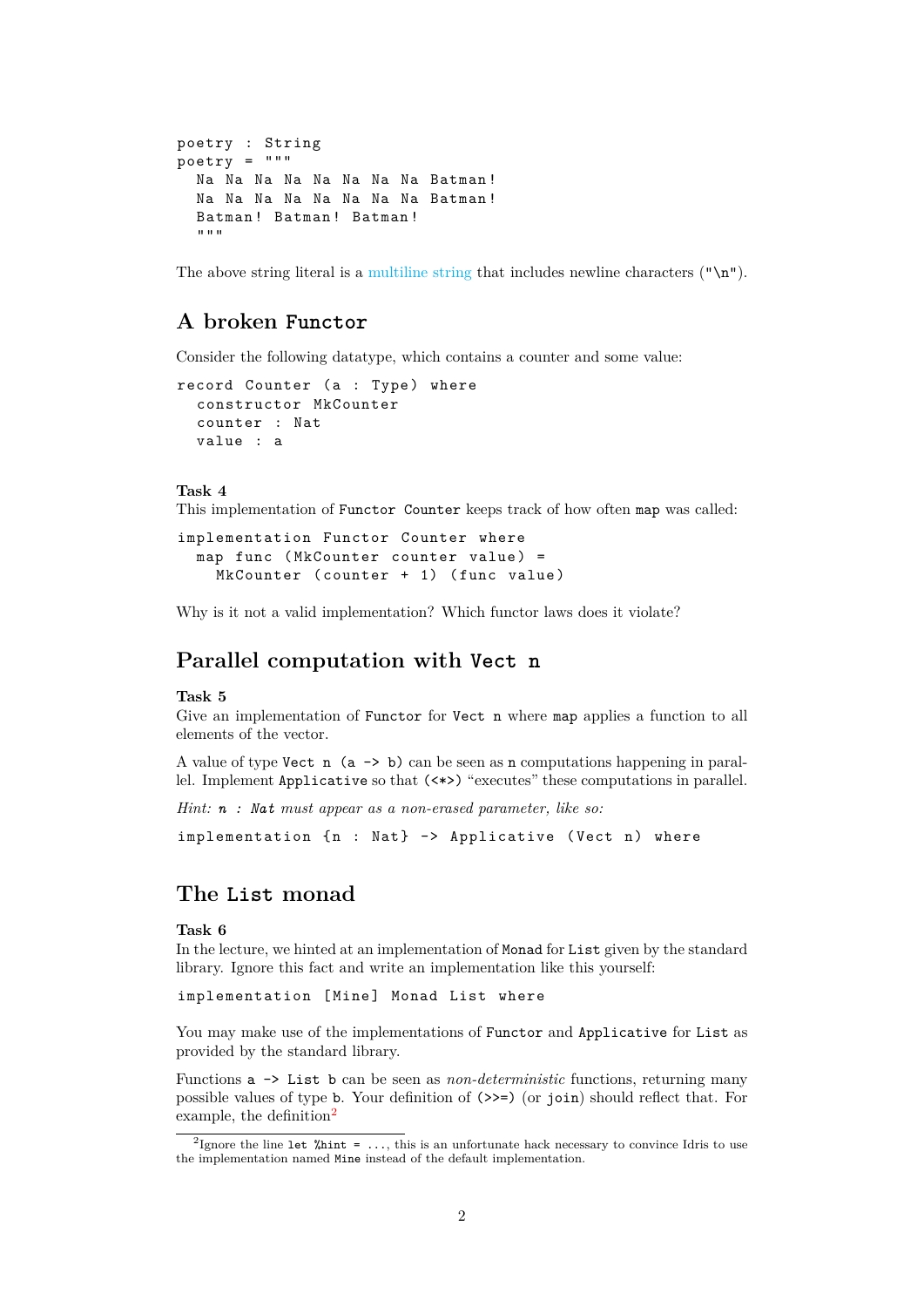```
poetry : String
poetry = """
  Na Na Na Na Na Na Na Na Batman!
  Na Na Na Na Na Na Na Na Batman!
  Batman! Batman! Batman!
  """
```

The above string literal is a multiline string that includes newline characters (`"\n"`).

## A broken `Functor`

Consider the following datatype, which contains a counter and some value:

```
record Counter (a : Type) where
  constructor MkCounter
  counter : Nat
  value : a
```

**Task 4**
This implementation of `Functor Counter` keeps track of how often `map` was called:

```
implementation Functor Counter where
  map func (MkCounter counter value) =
    MkCounter (counter + 1) (func value)
```

Why is it not a valid implementation? Which functor laws does it violate?

## Parallel computation with `Vect n`

**Task 5**
Give an implementation of `Functor` for `Vect n` where `map` applies a function to all elements of the vector.

A value of type `Vect n (a -> b)` can be seen as `n` computations happening in parallel. Implement `Applicative` so that `(<*>)` "executes" these computations in parallel.

*Hint: `n : Nat` must appear as a non-erased parameter, like so:*

```
implementation {n : Nat} -> Applicative (Vect n) where
```

## The `List` monad

**Task 6**
In the lecture, we hinted at an implementation of `Monad` for `List` given by the standard library. Ignore this fact and write an implementation like this yourself:

```
implementation [Mine] Monad List where
```

You may make use of the implementations of `Functor` and `Applicative` for `List` as provided by the standard library.

Functions `a -> List b` can be seen as *non-deterministic* functions, returning many possible values of type `b`. Your definition of `(>>=)` (or `join`) should reflect that. For example, the definition[2]

[2] Ignore the line `let %hint = ...`, this is an unfortunate hack necessary to convince Idris to use the implementation named `Mine` instead of the default implementation.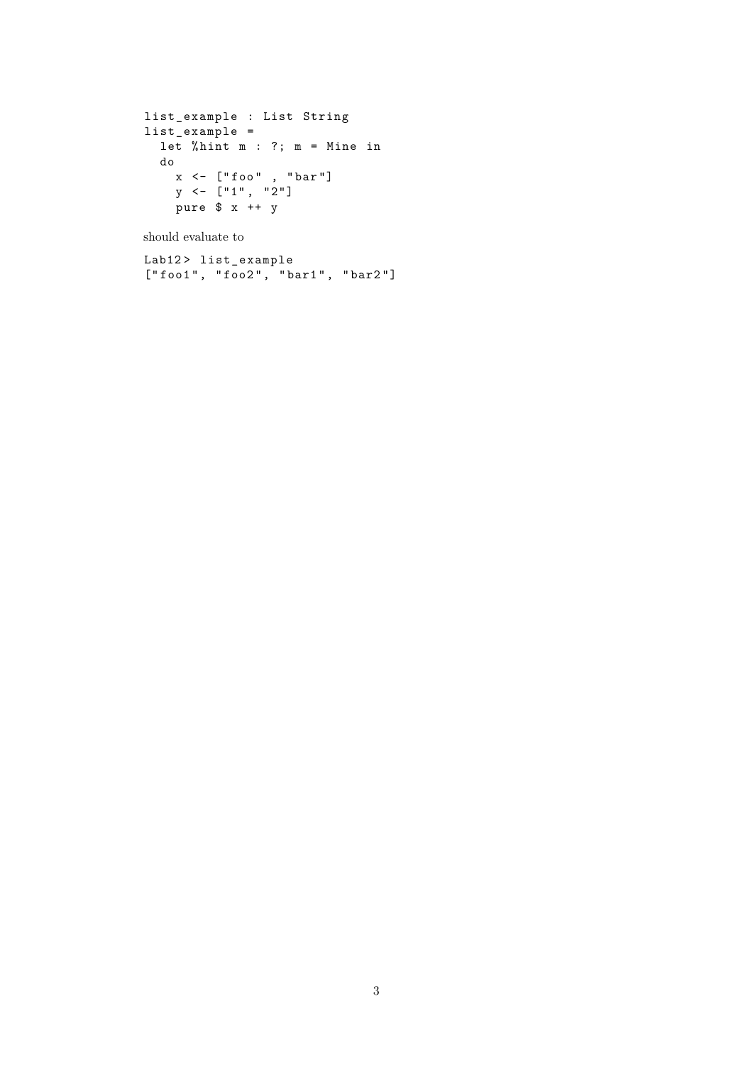```
list_example : List String
list_example =
  let %hint m : ?; m = Mine in
  do
    x <- ["foo" , "bar"]
    y <- ["1", "2"]
    pure $ x ++ y
```

should evaluate to

```
Lab12> list_example
["foo1", "foo2", "bar1", "bar2"]
```